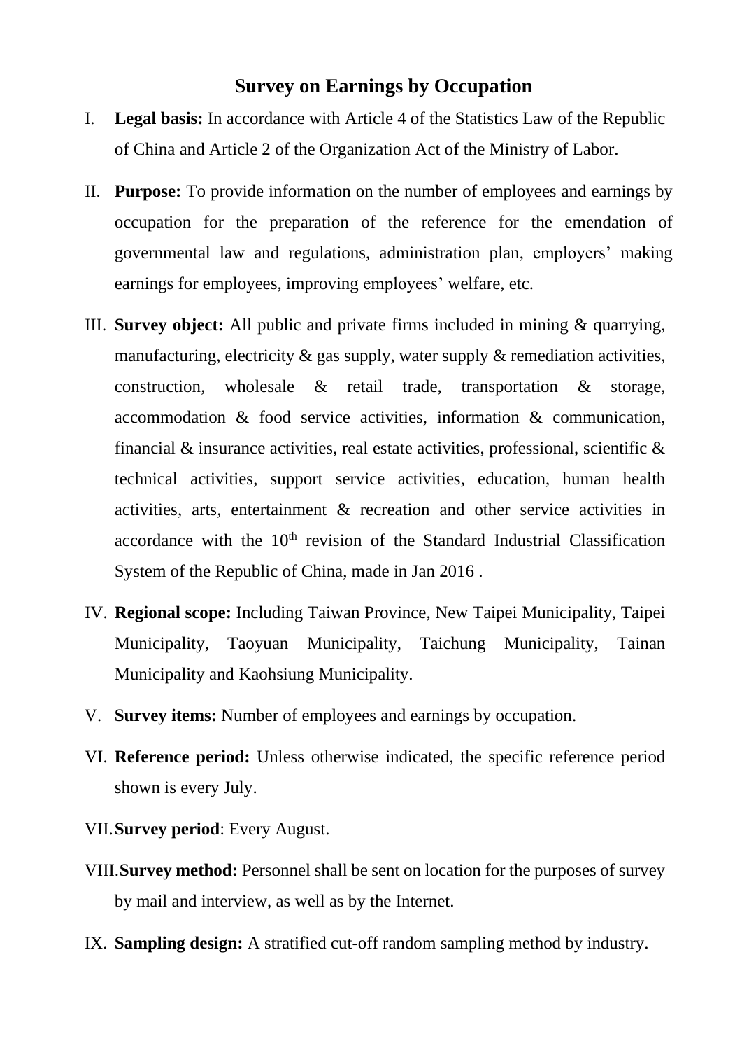# Survey on Earnings by Occupation

I. **Legal basis:** In accordance with Article 4 of the Statistics Law of the Republic of China and Article 2 of the Organization Act of the Ministry of Labor.

II. **Purpose:** To provide information on the number of employees and earnings by occupation for the preparation of the reference for the emendation of governmental law and regulations, administration plan, employers' making earnings for employees, improving employees' welfare, etc.

III. **Survey object:** All public and private firms included in mining & quarrying, manufacturing, electricity & gas supply, water supply & remediation activities, construction, wholesale & retail trade, transportation & storage, accommodation & food service activities, information & communication, financial & insurance activities, real estate activities, professional, scientific & technical activities, support service activities, education, human health activities, arts, entertainment & recreation and other service activities in accordance with the 10th revision of the Standard Industrial Classification System of the Republic of China, made in Jan 2016 .

IV. **Regional scope:** Including Taiwan Province, New Taipei Municipality, Taipei Municipality, Taoyuan Municipality, Taichung Municipality, Tainan Municipality and Kaohsiung Municipality.

V. **Survey items:** Number of employees and earnings by occupation.

VI. **Reference period:** Unless otherwise indicated, the specific reference period shown is every July.

VII. **Survey period**: Every August.

VIII. **Survey method:** Personnel shall be sent on location for the purposes of survey by mail and interview, as well as by the Internet.

IX. **Sampling design:** A stratified cut-off random sampling method by industry.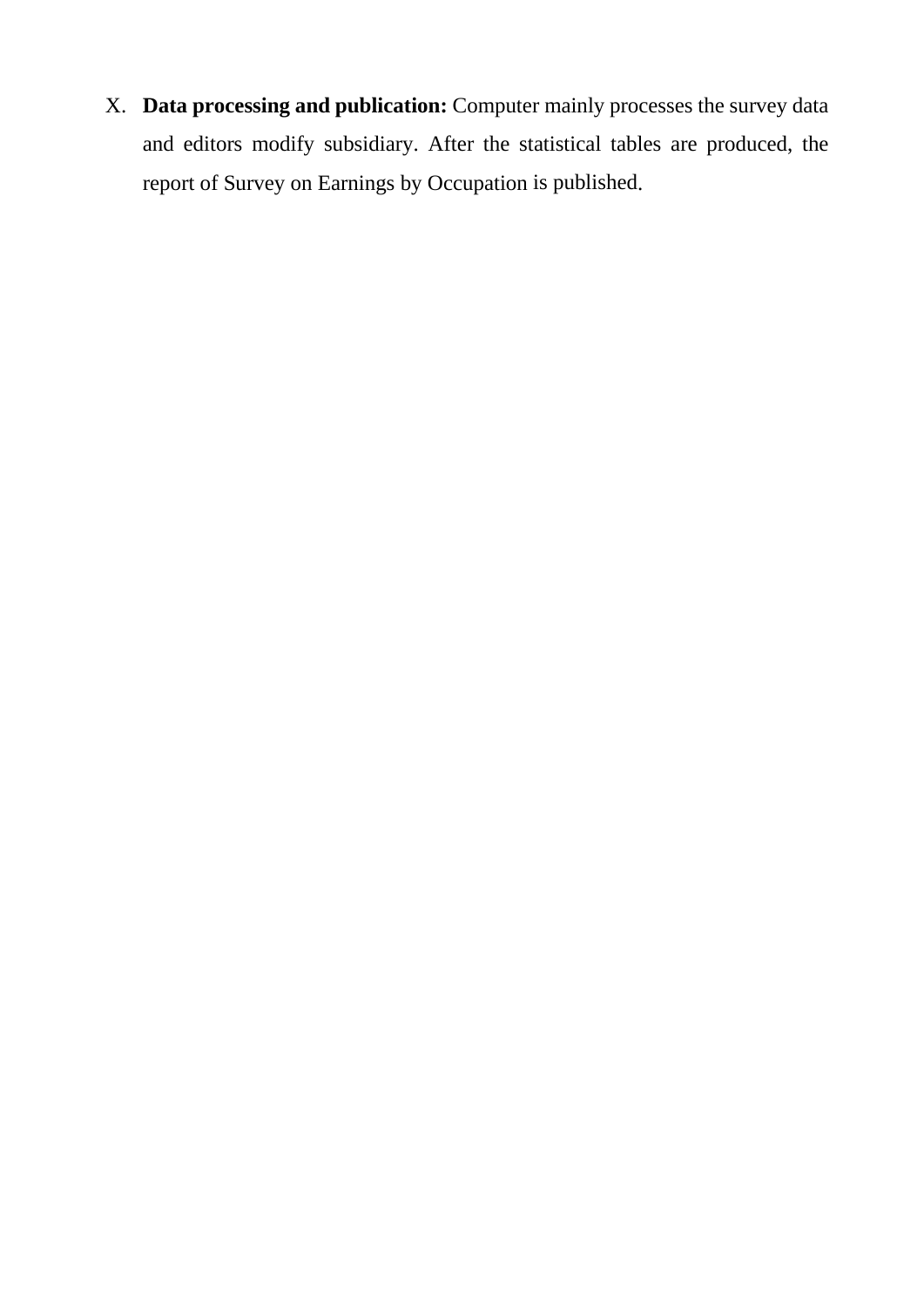X. **Data processing and publication:** Computer mainly processes the survey data and editors modify subsidiary. After the statistical tables are produced, the report of Survey on Earnings by Occupation is published.